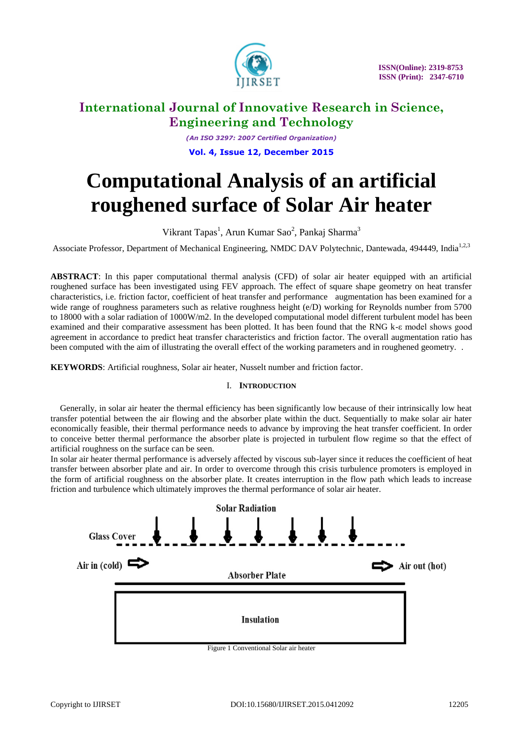# Computational Analysis of an artificial roughened surface of Solar Air heater

Vikrant Tapas[1], Arun Kumar Sao[2], Pankaj Sharma[3]

Associate Professor, Department of Mechanical Engineering, NMDC DAV Polytechnic, Dantewada, 494449, India[1,2,3]

**ABSTRACT**: In this paper computational thermal analysis (CFD) of solar air heater equipped with an artificial roughened surface has been investigated using FEV approach. The effect of square shape geometry on heat transfer characteristics, i.e. friction factor, coefficient of heat transfer and performance augmentation has been examined for a wide range of roughness parameters such as relative roughness height (e/D) working for Reynolds number from 5700 to 18000 with a solar radiation of 1000W/m2. In the developed computational model different turbulent model has been examined and their comparative assessment has been plotted. It has been found that the RNG k-ε model shows good agreement in accordance to predict heat transfer characteristics and friction factor. The overall augmentation ratio has been computed with the aim of illustrating the overall effect of the working parameters and in roughened geometry. .

**KEYWORDS**: Artificial roughness, Solar air heater, Nusselt number and friction factor.

## I. INTRODUCTION

Generally, in solar air heater the thermal efficiency has been significantly low because of their intrinsically low heat transfer potential between the air flowing and the absorber plate within the duct. Sequentially to make solar air hater economically feasible, their thermal performance needs to advance by improving the heat transfer coefficient. In order to conceive better thermal performance the absorber plate is projected in turbulent flow regime so that the effect of artificial roughness on the surface can be seen.

In solar air heater thermal performance is adversely affected by viscous sub-layer since it reduces the coefficient of heat transfer between absorber plate and air. In order to overcome through this crisis turbulence promoters is employed in the form of artificial roughness on the absorber plate. It creates interruption in the flow path which leads to increase friction and turbulence which ultimately improves the thermal performance of solar air heater.

Solar Radiation

Glass Cover

Air in (cold)

Air out (hot)

Absorber Plate

Insulation

Figure 1 Conventional Solar air heater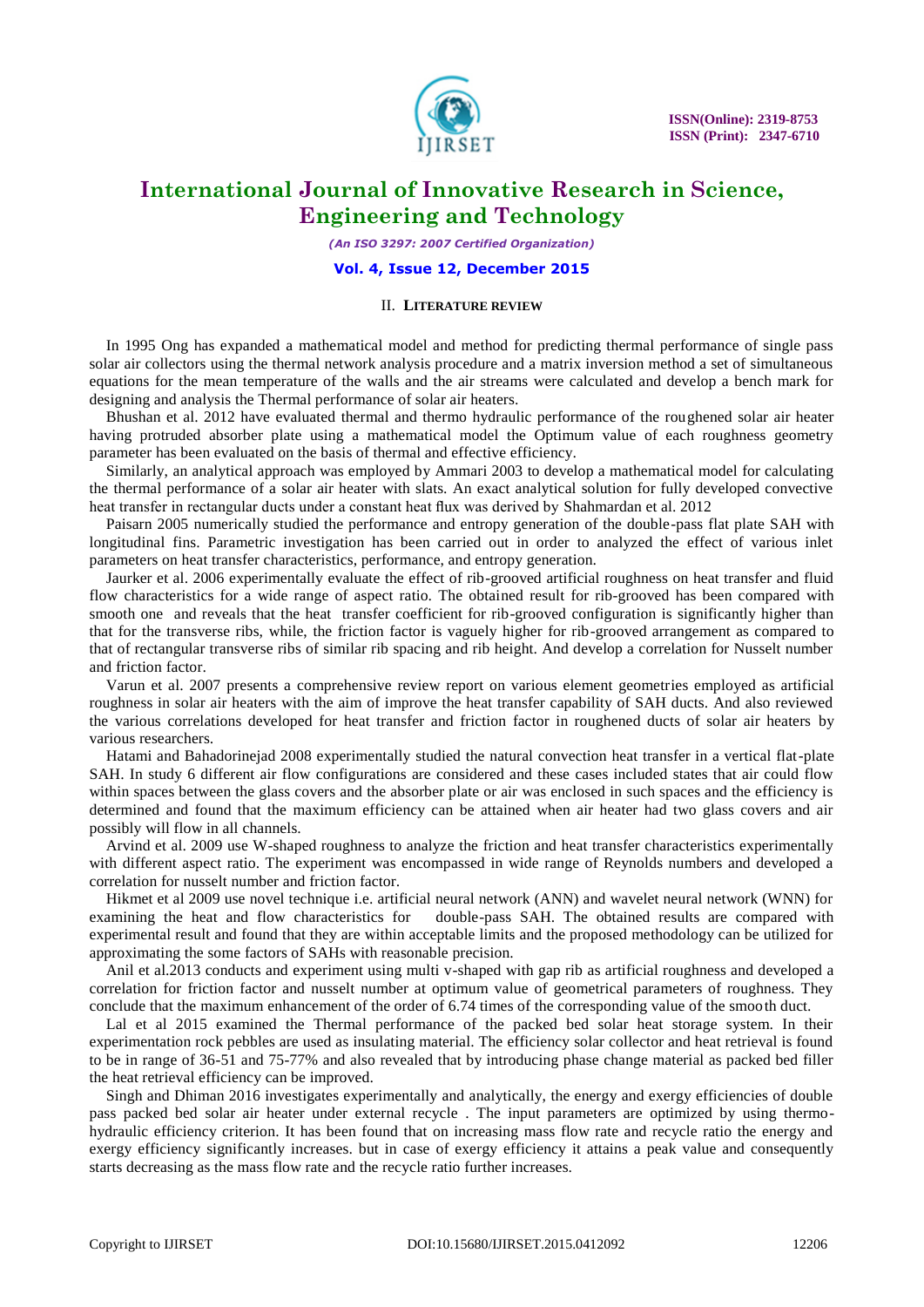## II. LITERATURE REVIEW

In 1995 Ong has expanded a mathematical model and method for predicting thermal performance of single pass solar air collectors using the thermal network analysis procedure and a matrix inversion method a set of simultaneous equations for the mean temperature of the walls and the air streams were calculated and develop a bench mark for designing and analysis the Thermal performance of solar air heaters.

Bhushan et al. 2012 have evaluated thermal and thermo hydraulic performance of the roughened solar air heater having protruded absorber plate using a mathematical model the Optimum value of each roughness geometry parameter has been evaluated on the basis of thermal and effective efficiency.

Similarly, an analytical approach was employed by Ammari 2003 to develop a mathematical model for calculating the thermal performance of a solar air heater with slats. An exact analytical solution for fully developed convective heat transfer in rectangular ducts under a constant heat flux was derived by Shahmardan et al. 2012

Paisarn 2005 numerically studied the performance and entropy generation of the double-pass flat plate SAH with longitudinal fins. Parametric investigation has been carried out in order to analyzed the effect of various inlet parameters on heat transfer characteristics, performance, and entropy generation.

Jaurker et al. 2006 experimentally evaluate the effect of rib-grooved artificial roughness on heat transfer and fluid flow characteristics for a wide range of aspect ratio. The obtained result for rib-grooved has been compared with smooth one and reveals that the heat transfer coefficient for rib-grooved configuration is significantly higher than that for the transverse ribs, while, the friction factor is vaguely higher for rib-grooved arrangement as compared to that of rectangular transverse ribs of similar rib spacing and rib height. And develop a correlation for Nusselt number and friction factor.

Varun et al. 2007 presents a comprehensive review report on various element geometries employed as artificial roughness in solar air heaters with the aim of improve the heat transfer capability of SAH ducts. And also reviewed the various correlations developed for heat transfer and friction factor in roughened ducts of solar air heaters by various researchers.

Hatami and Bahadorinejad 2008 experimentally studied the natural convection heat transfer in a vertical flat-plate SAH. In study 6 different air flow configurations are considered and these cases included states that air could flow within spaces between the glass covers and the absorber plate or air was enclosed in such spaces and the efficiency is determined and found that the maximum efficiency can be attained when air heater had two glass covers and air possibly will flow in all channels.

Arvind et al. 2009 use W-shaped roughness to analyze the friction and heat transfer characteristics experimentally with different aspect ratio. The experiment was encompassed in wide range of Reynolds numbers and developed a correlation for nusselt number and friction factor.

Hikmet et al 2009 use novel technique i.e. artificial neural network (ANN) and wavelet neural network (WNN) for examining the heat and flow characteristics for double-pass SAH. The obtained results are compared with experimental result and found that they are within acceptable limits and the proposed methodology can be utilized for approximating the some factors of SAHs with reasonable precision.

Anil et al.2013 conducts and experiment using multi v-shaped with gap rib as artificial roughness and developed a correlation for friction factor and nusselt number at optimum value of geometrical parameters of roughness. They conclude that the maximum enhancement of the order of 6.74 times of the corresponding value of the smooth duct.

Lal et al 2015 examined the Thermal performance of the packed bed solar heat storage system. In their experimentation rock pebbles are used as insulating material. The efficiency solar collector and heat retrieval is found to be in range of 36-51 and 75-77% and also revealed that by introducing phase change material as packed bed filler the heat retrieval efficiency can be improved.

Singh and Dhiman 2016 investigates experimentally and analytically, the energy and exergy efficiencies of double pass packed bed solar air heater under external recycle . The input parameters are optimized by using thermo-hydraulic efficiency criterion. It has been found that on increasing mass flow rate and recycle ratio the energy and exergy efficiency significantly increases. but in case of exergy efficiency it attains a peak value and consequently starts decreasing as the mass flow rate and the recycle ratio further increases.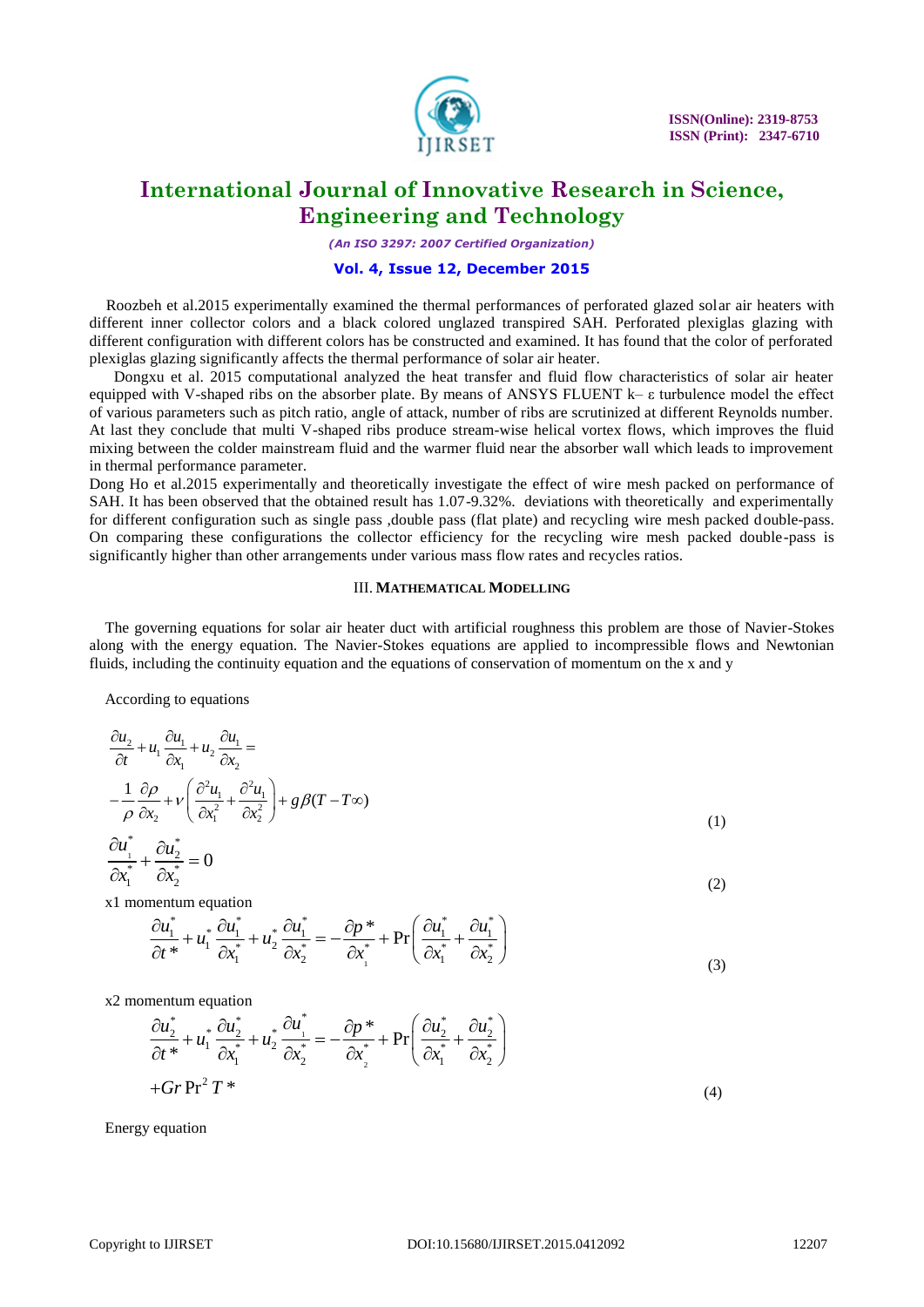Roozbeh et al.2015 experimentally examined the thermal performances of perforated glazed solar air heaters with different inner collector colors and a black colored unglazed transpired SAH. Perforated plexiglas glazing with different configuration with different colors has be constructed and examined. It has found that the color of perforated plexiglas glazing significantly affects the thermal performance of solar air heater.

Dongxu et al. 2015 computational analyzed the heat transfer and fluid flow characteristics of solar air heater equipped with V-shaped ribs on the absorber plate. By means of ANSYS FLUENT k– ε turbulence model the effect of various parameters such as pitch ratio, angle of attack, number of ribs are scrutinized at different Reynolds number. At last they conclude that multi V-shaped ribs produce stream-wise helical vortex flows, which improves the fluid mixing between the colder mainstream fluid and the warmer fluid near the absorber wall which leads to improvement in thermal performance parameter.

Dong Ho et al.2015 experimentally and theoretically investigate the effect of wire mesh packed on performance of SAH. It has been observed that the obtained result has 1.07-9.32%. deviations with theoretically and experimentally for different configuration such as single pass ,double pass (flat plate) and recycling wire mesh packed double-pass. On comparing these configurations the collector efficiency for the recycling wire mesh packed double-pass is significantly higher than other arrangements under various mass flow rates and recycles ratios.

## III. MATHEMATICAL MODELLING

The governing equations for solar air heater duct with artificial roughness this problem are those of Navier-Stokes along with the energy equation. The Navier-Stokes equations are applied to incompressible flows and Newtonian fluids, including the continuity equation and the equations of conservation of momentum on the x and y

According to equations

$$\frac{\partial u_2}{\partial t} + u_1 \frac{\partial u_1}{\partial x_1} + u_2 \frac{\partial u_1}{\partial x_2} = -\frac{1}{\rho}\frac{\partial \rho}{\partial x_2} + \nu\left(\frac{\partial^2 u_1}{\partial x_1^2} + \frac{\partial^2 u_1}{\partial x_2^2}\right) + g\beta(T - T\infty) \quad (1)$$

$$\frac{\partial u_1^*}{\partial x_1^*} + \frac{\partial u_2^*}{\partial x_2^*} = 0 \quad (2)$$

x1 momentum equation

$$\frac{\partial u_1^*}{\partial t^*} + u_1^* \frac{\partial u_1^*}{\partial x_1^*} + u_2^* \frac{\partial u_1^*}{\partial x_2^*} = -\frac{\partial p^*}{\partial x_1^*} + \Pr\left(\frac{\partial u_1^*}{\partial x_1^*} + \frac{\partial u_1^*}{\partial x_2^*}\right) \quad (3)$$

x2 momentum equation

$$\frac{\partial u_2^*}{\partial t^*} + u_1^* \frac{\partial u_2^*}{\partial x_1^*} + u_2^* \frac{\partial u_1^*}{\partial x_2^*} = -\frac{\partial p^*}{\partial x_2^*} + \Pr\left(\frac{\partial u_2^*}{\partial x_1^*} + \frac{\partial u_2^*}{\partial x_2^*}\right) + Gr\Pr^2 T^* \quad (4)$$

Energy equation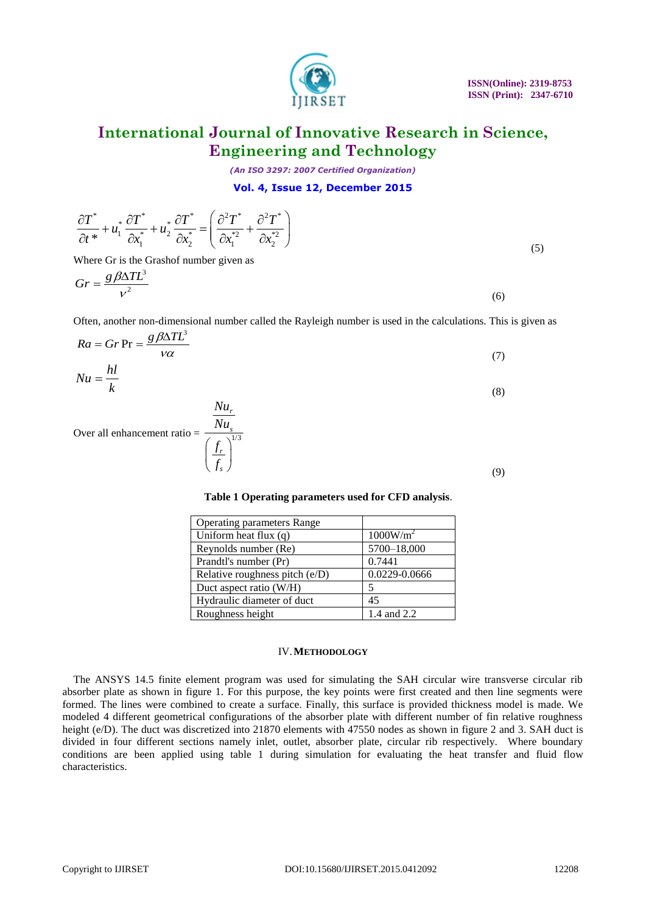$$\frac{\partial T^*}{\partial t^*} + u_1^* \frac{\partial T^*}{\partial x_1^*} + u_2^* \frac{\partial T^*}{\partial x_2^*} = \left( \frac{\partial^2 T^*}{\partial x_1^{*2}} + \frac{\partial^2 T^*}{\partial x_2^{*2}} \right) \tag{5}$$

Where Gr is the Grashof number given as

$$Gr = \frac{g\beta \Delta T L^3}{\nu^2} \tag{6}$$

Often, another non-dimensional number called the Rayleigh number is used in the calculations. This is given as

$$Ra = Gr\,\Pr = \frac{g\beta \Delta T L^3}{\nu \alpha} \tag{7}$$

$$Nu = \frac{hl}{k} \tag{8}$$

$$\text{Over all enhancement ratio} = \frac{\dfrac{Nu_r}{Nu_s}}{\left(\dfrac{f_r}{f_s}\right)^{1/3}} \tag{9}$$

**Table 1 Operating parameters used for CFD analysis**.

| Operating parameters Range | |
|---|---|
| Uniform heat flux (q) | 1000W/m$^2$ |
| Reynolds number (Re) | 5700–18,000 |
| Prandtl's number (Pr) | 0.7441 |
| Relative roughness pitch (e/D) | 0.0229-0.0666 |
| Duct aspect ratio (W/H) | 5 |
| Hydraulic diameter of duct | 45 |
| Roughness height | 1.4 and 2.2 |

## IV. METHODOLOGY

The ANSYS 14.5 finite element program was used for simulating the SAH circular wire transverse circular rib absorber plate as shown in figure 1. For this purpose, the key points were first created and then line segments were formed. The lines were combined to create a surface. Finally, this surface is provided thickness model is made. We modeled 4 different geometrical configurations of the absorber plate with different number of fin relative roughness height (e/D). The duct was discretized into 21870 elements with 47550 nodes as shown in figure 2 and 3. SAH duct is divided in four different sections namely inlet, outlet, absorber plate, circular rib respectively. Where boundary conditions are been applied using table 1 during simulation for evaluating the heat transfer and fluid flow characteristics.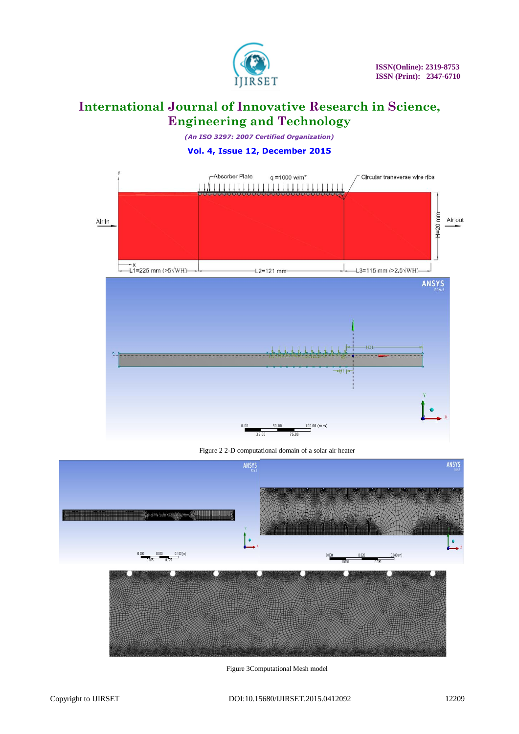Figure 2 2-D computational domain of a solar air heater

Figure 3Computational Mesh model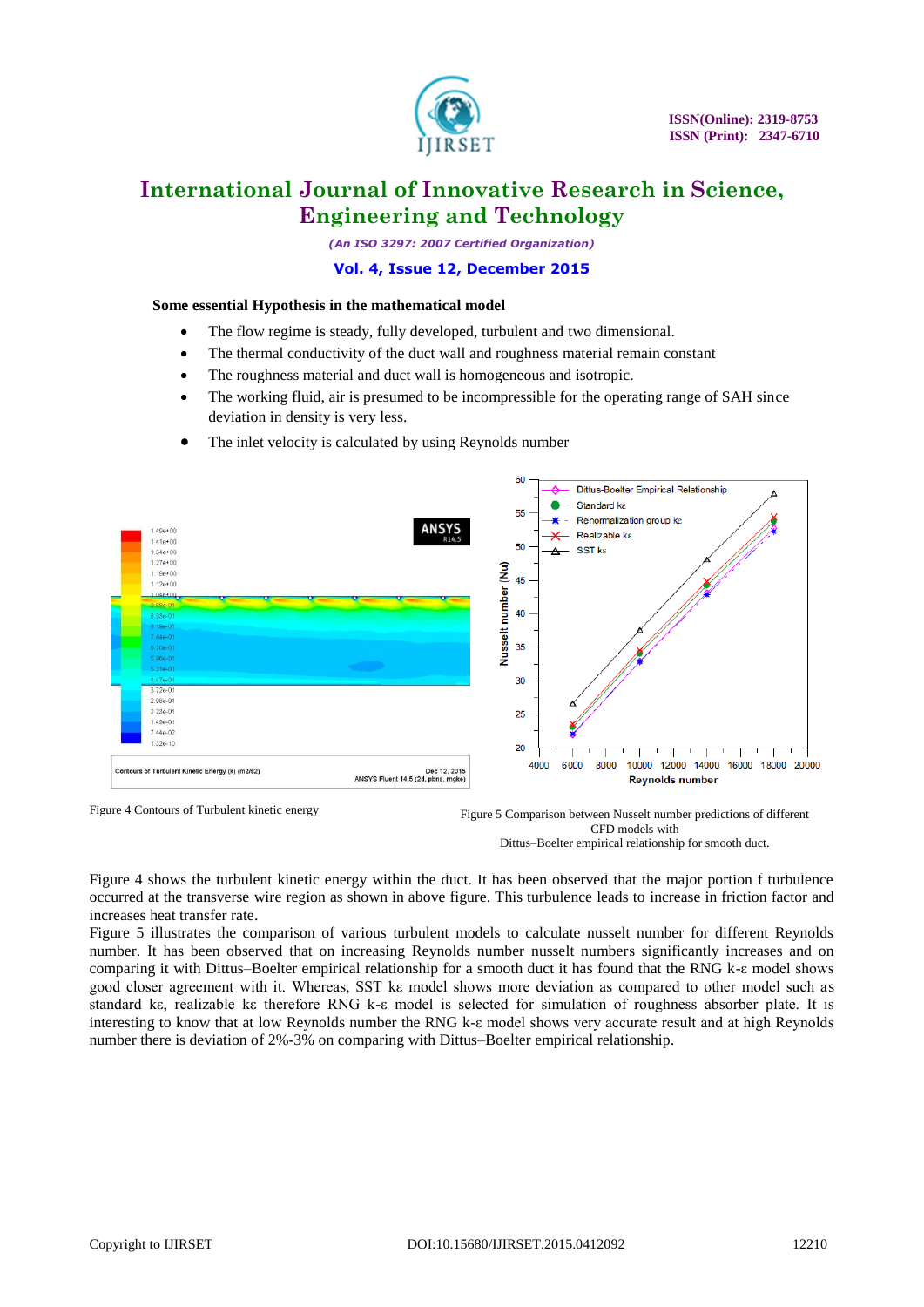**Some essential Hypothesis in the mathematical model**

- The flow regime is steady, fully developed, turbulent and two dimensional.
- The thermal conductivity of the duct wall and roughness material remain constant
- The roughness material and duct wall is homogeneous and isotropic.
- The working fluid, air is presumed to be incompressible for the operating range of SAH since deviation in density is very less.
- The inlet velocity is calculated by using Reynolds number

Figure 4 Contours of Turbulent kinetic energy

Figure 5 Comparison between Nusselt number predictions of different CFD models with Dittus–Boelter empirical relationship for smooth duct.

Figure 4 shows the turbulent kinetic energy within the duct. It has been observed that the major portion f turbulence occurred at the transverse wire region as shown in above figure. This turbulence leads to increase in friction factor and increases heat transfer rate.

Figure 5 illustrates the comparison of various turbulent models to calculate nusselt number for different Reynolds number. It has been observed that on increasing Reynolds number nusselt numbers significantly increases and on comparing it with Dittus–Boelter empirical relationship for a smooth duct it has found that the RNG k-ε model shows good closer agreement with it. Whereas, SST kε model shows more deviation as compared to other model such as standard kε, realizable kε therefore RNG k-ε model is selected for simulation of roughness absorber plate. It is interesting to know that at low Reynolds number the RNG k-ε model shows very accurate result and at high Reynolds number there is deviation of 2%-3% on comparing with Dittus–Boelter empirical relationship.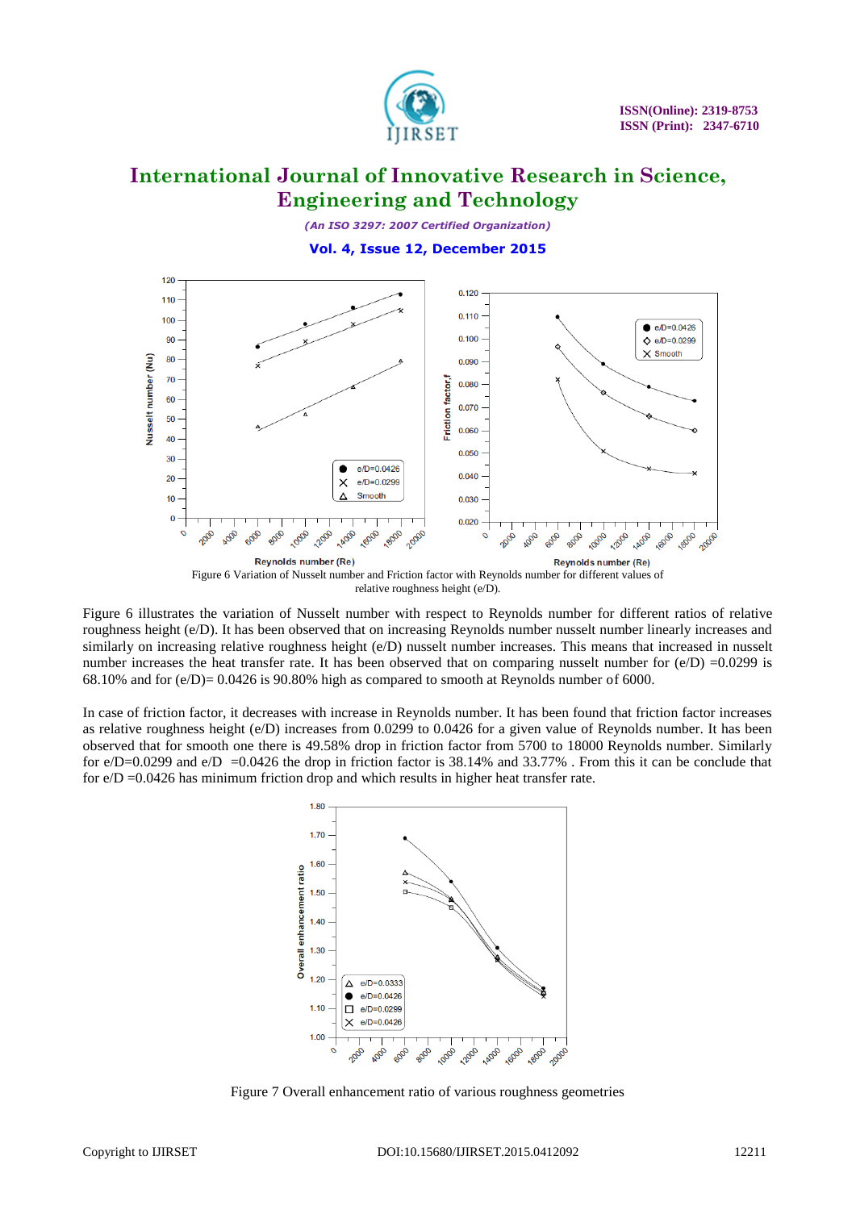Figure 6 Variation of Nusselt number and Friction factor with Reynolds number for different values of relative roughness height (e/D).

Figure 6 illustrates the variation of Nusselt number with respect to Reynolds number for different ratios of relative roughness height (e/D). It has been observed that on increasing Reynolds number nusselt number linearly increases and similarly on increasing relative roughness height (e/D) nusselt number increases. This means that increased in nusselt number increases the heat transfer rate. It has been observed that on comparing nusselt number for (e/D) =0.0299 is 68.10% and for (e/D)= 0.0426 is 90.80% high as compared to smooth at Reynolds number of 6000.

In case of friction factor, it decreases with increase in Reynolds number. It has been found that friction factor increases as relative roughness height (e/D) increases from 0.0299 to 0.0426 for a given value of Reynolds number. It has been observed that for smooth one there is 49.58% drop in friction factor from 5700 to 18000 Reynolds number. Similarly for e/D=0.0299 and e/D =0.0426 the drop in friction factor is 38.14% and 33.77% . From this it can be conclude that for e/D =0.0426 has minimum friction drop and which results in higher heat transfer rate.

Figure 7 Overall enhancement ratio of various roughness geometries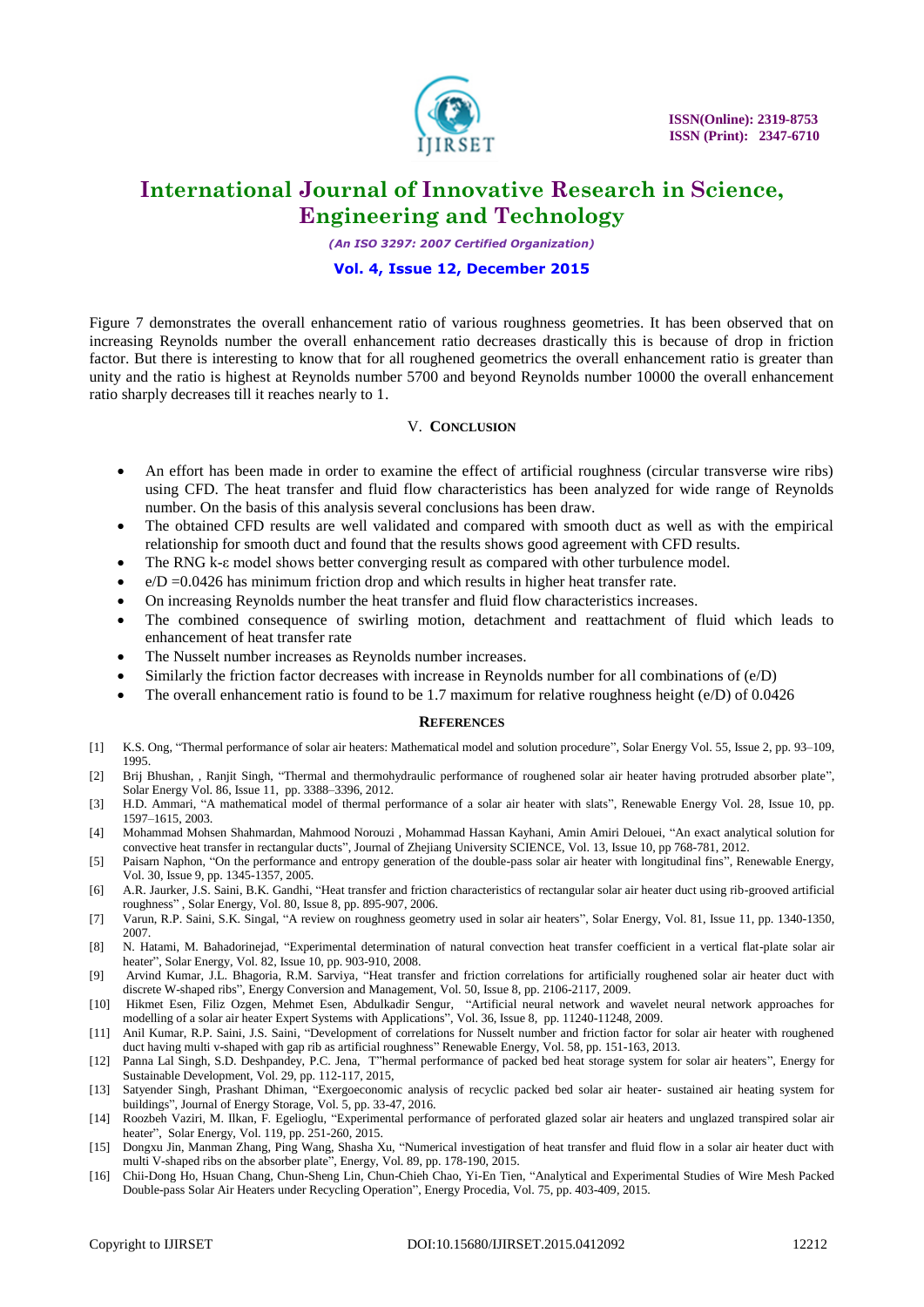Figure 7 demonstrates the overall enhancement ratio of various roughness geometries. It has been observed that on increasing Reynolds number the overall enhancement ratio decreases drastically this is because of drop in friction factor. But there is interesting to know that for all roughened geometrics the overall enhancement ratio is greater than unity and the ratio is highest at Reynolds number 5700 and beyond Reynolds number 10000 the overall enhancement ratio sharply decreases till it reaches nearly to 1.

## V. Conclusion

- An effort has been made in order to examine the effect of artificial roughness (circular transverse wire ribs) using CFD. The heat transfer and fluid flow characteristics has been analyzed for wide range of Reynolds number. On the basis of this analysis several conclusions has been draw.
- The obtained CFD results are well validated and compared with smooth duct as well as with the empirical relationship for smooth duct and found that the results shows good agreement with CFD results.
- The RNG k-ε model shows better converging result as compared with other turbulence model.
- $e/D$ =0.0426 has minimum friction drop and which results in higher heat transfer rate.
- On increasing Reynolds number the heat transfer and fluid flow characteristics increases.
- The combined consequence of swirling motion, detachment and reattachment of fluid which leads to enhancement of heat transfer rate
- The Nusselt number increases as Reynolds number increases.
- Similarly the friction factor decreases with increase in Reynolds number for all combinations of ($e/D$)
- The overall enhancement ratio is found to be 1.7 maximum for relative roughness height ($e/D$) of 0.0426

## References

[1] K.S. Ong, "Thermal performance of solar air heaters: Mathematical model and solution procedure", Solar Energy Vol. 55, Issue 2, pp. 93–109, 1995.

[2] Brij Bhushan, , Ranjit Singh, "Thermal and thermohydraulic performance of roughened solar air heater having protruded absorber plate", Solar Energy Vol. 86, Issue 11, pp. 3388–3396, 2012.

[3] H.D. Ammari, "A mathematical model of thermal performance of a solar air heater with slats", Renewable Energy Vol. 28, Issue 10, pp. 1597–1615, 2003.

[4] Mohammad Mohsen Shahmardan, Mahmood Norouzi , Mohammad Hassan Kayhani, Amin Amiri Delouei, "An exact analytical solution for convective heat transfer in rectangular ducts", Journal of Zhejiang University SCIENCE, Vol. 13, Issue 10, pp 768-781, 2012.

[5] Paisarn Naphon, "On the performance and entropy generation of the double-pass solar air heater with longitudinal fins", Renewable Energy, Vol. 30, Issue 9, pp. 1345-1357, 2005.

[6] A.R. Jaurker, J.S. Saini, B.K. Gandhi, "Heat transfer and friction characteristics of rectangular solar air heater duct using rib-grooved artificial roughness" , Solar Energy, Vol. 80, Issue 8, pp. 895-907, 2006.

[7] Varun, R.P. Saini, S.K. Singal, "A review on roughness geometry used in solar air heaters", Solar Energy, Vol. 81, Issue 11, pp. 1340-1350, 2007.

[8] N. Hatami, M. Bahadorinejad, "Experimental determination of natural convection heat transfer coefficient in a vertical flat-plate solar air heater", Solar Energy, Vol. 82, Issue 10, pp. 903-910, 2008.

[9] Arvind Kumar, J.L. Bhagoria, R.M. Sarviya, "Heat transfer and friction correlations for artificially roughened solar air heater duct with discrete W-shaped ribs", Energy Conversion and Management, Vol. 50, Issue 8, pp. 2106-2117, 2009.

[10] Hikmet Esen, Filiz Ozgen, Mehmet Esen, Abdulkadir Sengur, "Artificial neural network and wavelet neural network approaches for modelling of a solar air heater Expert Systems with Applications", Vol. 36, Issue 8, pp. 11240-11248, 2009.

[11] Anil Kumar, R.P. Saini, J.S. Saini, "Development of correlations for Nusselt number and friction factor for solar air heater with roughened duct having multi v-shaped with gap rib as artificial roughness" Renewable Energy, Vol. 58, pp. 151-163, 2013.

[12] Panna Lal Singh, S.D. Deshpandey, P.C. Jena, T"hermal performance of packed bed heat storage system for solar air heaters", Energy for Sustainable Development, Vol. 29, pp. 112-117, 2015,

[13] Satyender Singh, Prashant Dhiman, "Exergoeconomic analysis of recyclic packed bed solar air heater- sustained air heating system for buildings", Journal of Energy Storage, Vol. 5, pp. 33-47, 2016.

[14] Roozbeh Vaziri, M. Ilkan, F. Egelioglu, "Experimental performance of perforated glazed solar air heaters and unglazed transpired solar air heater", Solar Energy, Vol. 119, pp. 251-260, 2015.

[15] Dongxu Jin, Manman Zhang, Ping Wang, Shasha Xu, "Numerical investigation of heat transfer and fluid flow in a solar air heater duct with multi V-shaped ribs on the absorber plate", Energy, Vol. 89, pp. 178-190, 2015.

[16] Chii-Dong Ho, Hsuan Chang, Chun-Sheng Lin, Chun-Chieh Chao, Yi-En Tien, "Analytical and Experimental Studies of Wire Mesh Packed Double-pass Solar Air Heaters under Recycling Operation", Energy Procedia, Vol. 75, pp. 403-409, 2015.